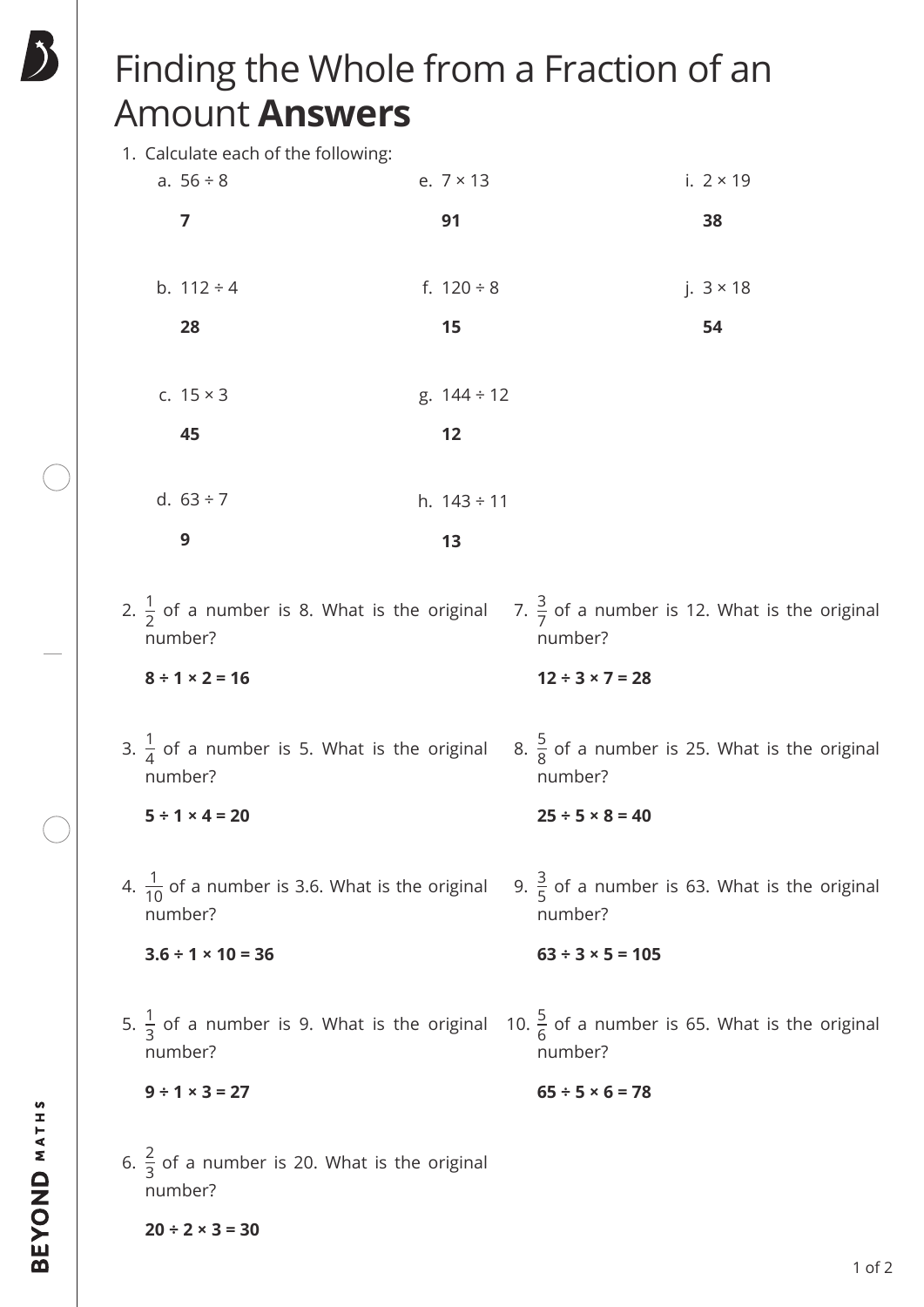# Finding the Whole from a Fraction of an Amount **Answers**

1. Calculate each of the following:

   a. $56 \div 8$

   **7**

   b. $112 \div 4$

   **28**

   c. $15 \times 3$

   **45**

   d. $63 \div 7$

   **9**

   e. $7 \times 13$

   **91**

   f. $120 \div 8$

   **15**

   g. $144 \div 12$

   **12**

   h. $143 \div 11$

   **13**

   i. $2 \times 19$

   **38**

   j. $3 \times 18$

   **54**

2. $\frac{1}{2}$ of a number is 8. What is the original number?

   **$8 \div 1 \times 2 = 16$**

3. $\frac{1}{4}$ of a number is 5. What is the original number?

   **$5 \div 1 \times 4 = 20$**

4. $\frac{1}{10}$ of a number is 3.6. What is the original number?

   **$3.6 \div 1 \times 10 = 36$**

5. $\frac{1}{3}$ of a number is 9. What is the original number?

   **$9 \div 1 \times 3 = 27$**

6. $\frac{2}{3}$ of a number is 20. What is the original number?

   **$20 \div 2 \times 3 = 30$**

7. $\frac{3}{7}$ of a number is 12. What is the original number?

   **$12 \div 3 \times 7 = 28$**

8. $\frac{5}{8}$ of a number is 25. What is the original number?

   **$25 \div 5 \times 8 = 40$**

9. $\frac{3}{5}$ of a number is 63. What is the original number?

   **$63 \div 3 \times 5 = 105$**

10. $\frac{5}{6}$ of a number is 65. What is the original number?

    **$65 \div 5 \times 6 = 78$**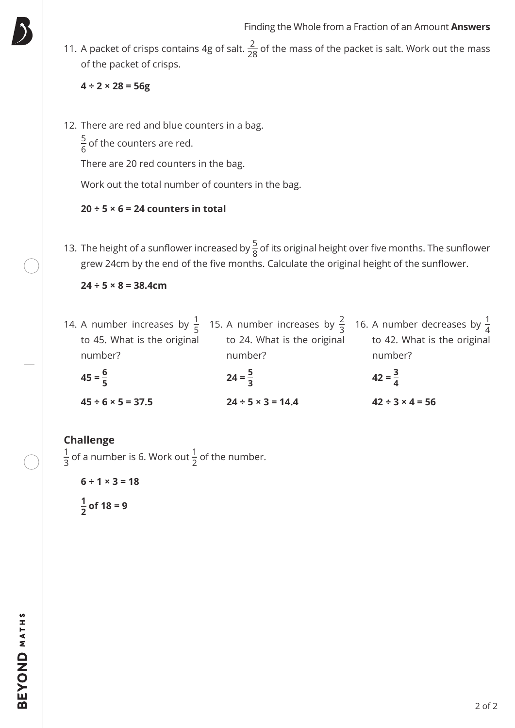11. A packet of crisps contains 4g of salt. $\frac{2}{28}$ of the mass of the packet is salt. Work out the mass of the packet of crisps.

    **4 ÷ 2 × 28 = 56g**

12. There are red and blue counters in a bag.

    $\frac{5}{6}$ of the counters are red.

    There are 20 red counters in the bag.

    Work out the total number of counters in the bag.

    **20 ÷ 5 × 6 = 24 counters in total**

13. The height of a sunflower increased by $\frac{5}{8}$ of its original height over five months. The sunflower grew 24cm by the end of the five months. Calculate the original height of the sunflower.

    **24 ÷ 5 × 8 = 38.4cm**

14. A number increases by $\frac{1}{5}$ to 45. What is the original number?

    **45 =** $\mathbf{\frac{6}{5}}$

    **45 ÷ 6 × 5 = 37.5**

15. A number increases by $\frac{2}{3}$ to 24. What is the original number?

    **24 =** $\mathbf{\frac{5}{3}}$

    **24 ÷ 5 × 3 = 14.4**

16. A number decreases by $\frac{1}{4}$ to 42. What is the original number?

    **42 =** $\mathbf{\frac{3}{4}}$

    **42 ÷ 3 × 4 = 56**

### Challenge

$\frac{1}{3}$ of a number is 6. Work out $\frac{1}{2}$ of the number.

**6 ÷ 1 × 3 = 18**

$\mathbf{\frac{1}{2}}$ **of 18 = 9**